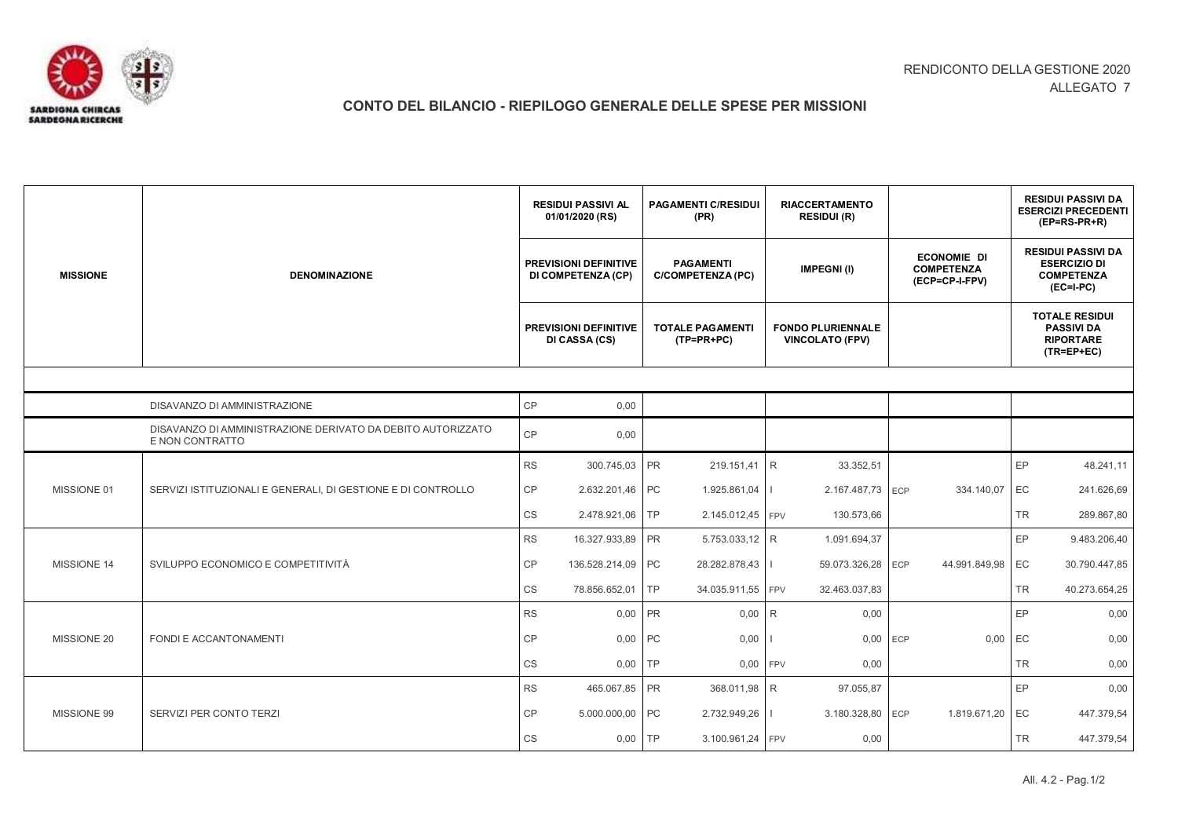SARDIGNA CHIRCAS
SARDEGNA RICERCHE

RENDICONTO DELLA GESTIONE 2020
ALLEGATO 7

## CONTO DEL BILANCIO - RIEPILOGO GENERALE DELLE SPESE PER MISSIONI

| MISSIONE | DENOMINAZIONE | | RESIDUI PASSIVI AL 01/01/2020 (RS) / PREVISIONI DEFINITIVE DI COMPETENZA (CP) / PREVISIONI DEFINITIVE DI CASSA (CS) | | PAGAMENTI C/RESIDUI (PR) / PAGAMENTI C/COMPETENZA (PC) / TOTALE PAGAMENTI (TP=PR+PC) | | RIACCERTAMENTO RESIDUI (R) / IMPEGNI (I) / FONDO PLURIENNALE VINCOLATO (FPV) | | ECONOMIE DI COMPETENZA (ECP=CP-I-FPV) | | RESIDUI PASSIVI DA ESERCIZI PRECEDENTI (EP=RS-PR+R) / RESIDUI PASSIVI DA ESERCIZIO DI COMPETENZA (EC=I-PC) / TOTALE RESIDUI PASSIVI DA RIPORTARE (TR=EP+EC) |
|---|---|---|---|---|---|---|---|---|---|---|---|
| | DISAVANZO DI AMMINISTRAZIONE | CP | 0,00 | | | | | | | | |
| | DISAVANZO DI AMMINISTRAZIONE DERIVATO DA DEBITO AUTORIZZATO E NON CONTRATTO | CP | 0,00 | | | | | | | | |
| | | RS | 300.745,03 | PR | 219.151,41 | R | 33.352,51 | | | EP | 48.241,11 |
| MISSIONE 01 | SERVIZI ISTITUZIONALI E GENERALI, DI GESTIONE E DI CONTROLLO | CP | 2.632.201,46 | PC | 1.925.861,04 | I | 2.167.487,73 | ECP | 334.140,07 | EC | 241.626,69 |
| | | CS | 2.478.921,06 | TP | 2.145.012,45 | FPV | 130.573,66 | | | TR | 289.867,80 |
| | | RS | 16.327.933,89 | PR | 5.753.033,12 | R | 1.091.694,37 | | | EP | 9.483.206,40 |
| MISSIONE 14 | SVILUPPO ECONOMICO E COMPETITIVITÀ | CP | 136.528.214,09 | PC | 28.282.878,43 | I | 59.073.326,28 | ECP | 44.991.849,98 | EC | 30.790.447,85 |
| | | CS | 78.856.652,01 | TP | 34.035.911,55 | FPV | 32.463.037,83 | | | TR | 40.273.654,25 |
| | | RS | 0,00 | PR | 0,00 | R | 0,00 | | | EP | 0,00 |
| MISSIONE 20 | FONDI E ACCANTONAMENTI | CP | 0,00 | PC | 0,00 | I | 0,00 | ECP | 0,00 | EC | 0,00 |
| | | CS | 0,00 | TP | 0,00 | FPV | 0,00 | | | TR | 0,00 |
| | | RS | 465.067,85 | PR | 368.011,98 | R | 97.055,87 | | | EP | 0,00 |
| MISSIONE 99 | SERVIZI PER CONTO TERZI | CP | 5.000.000,00 | PC | 2.732.949,26 | I | 3.180.328,80 | ECP | 1.819.671,20 | EC | 447.379,54 |
| | | CS | 0,00 | TP | 3.100.961,24 | FPV | 0,00 | | | TR | 447.379,54 |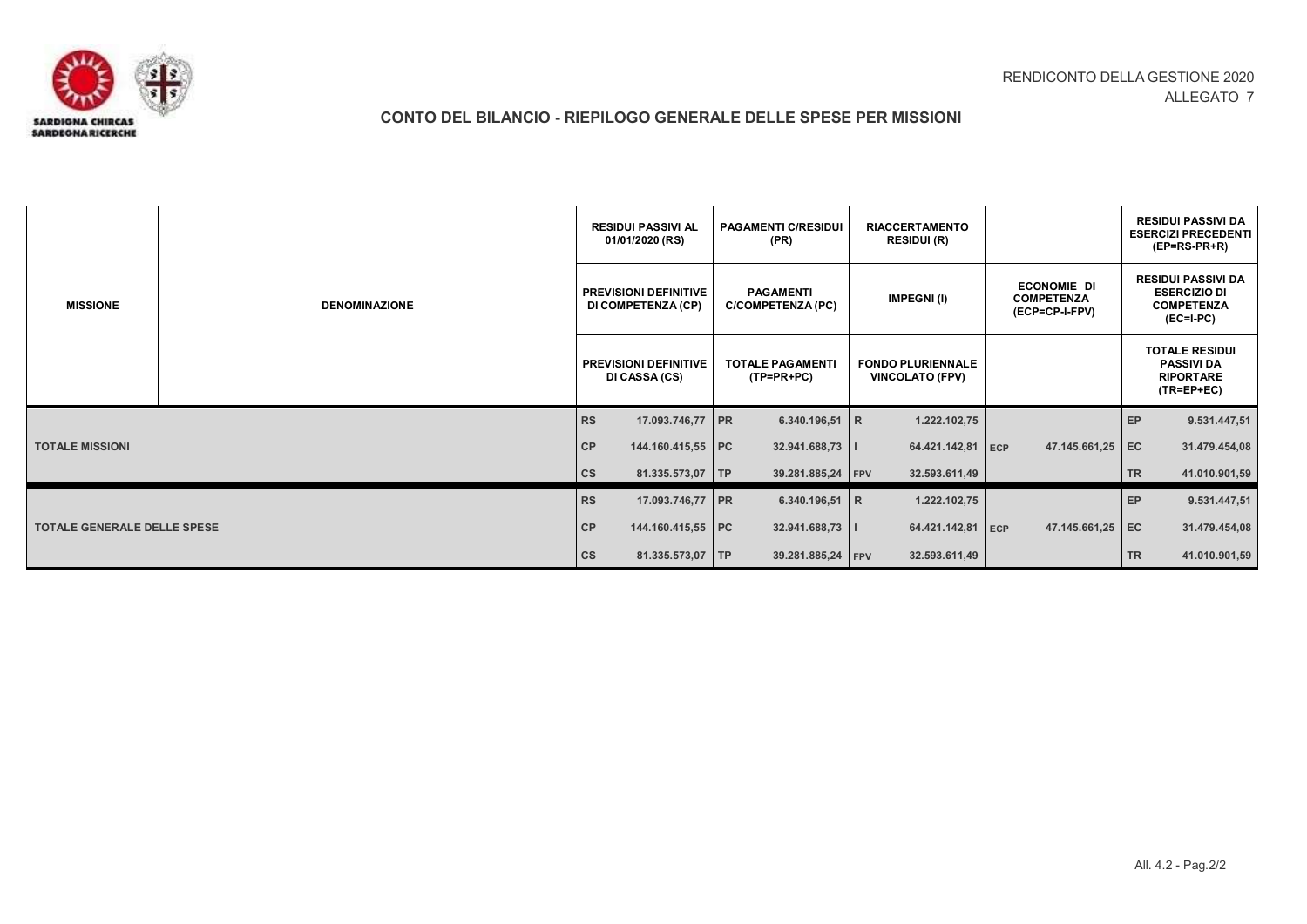RENDICONTO DELLA GESTIONE 2020
ALLEGATO 7

SARDIGNA CHIRCAS
SARDEGNA RICERCHE

## CONTO DEL BILANCIO - RIEPILOGO GENERALE DELLE SPESE PER MISSIONI

| MISSIONE | DENOMINAZIONE | | RESIDUI PASSIVI AL 01/01/2020 (RS) / PREVISIONI DEFINITIVE DI COMPETENZA (CP) / PREVISIONI DEFINITIVE DI CASSA (CS) | | PAGAMENTI C/RESIDUI (PR) / PAGAMENTI C/COMPETENZA (PC) / TOTALE PAGAMENTI (TP=PR+PC) | | RIACCERTAMENTO RESIDUI (R) / IMPEGNI (I) / FONDO PLURIENNALE VINCOLATO (FPV) | | ECONOMIE DI COMPETENZA (ECP=CP-I-FPV) | | RESIDUI PASSIVI DA ESERCIZI PRECEDENTI (EP=RS-PR+R) / RESIDUI PASSIVI DA ESERCIZIO DI COMPETENZA (EC=I-PC) / TOTALE RESIDUI PASSIVI DA RIPORTARE (TR=EP+EC) |
|---|---|---|---|---|---|---|---|---|---|---|---|
| TOTALE MISSIONI | | RS | 17.093.746,77 | PR | 6.340.196,51 | R | 1.222.102,75 | | | EP | 9.531.447,51 |
| | | CP | 144.160.415,55 | PC | 32.941.688,73 | I | 64.421.142,81 | ECP | 47.145.661,25 | EC | 31.479.454,08 |
| | | CS | 81.335.573,07 | TP | 39.281.885,24 | FPV | 32.593.611,49 | | | TR | 41.010.901,59 |
| TOTALE GENERALE DELLE SPESE | | RS | 17.093.746,77 | PR | 6.340.196,51 | R | 1.222.102,75 | | | EP | 9.531.447,51 |
| | | CP | 144.160.415,55 | PC | 32.941.688,73 | I | 64.421.142,81 | ECP | 47.145.661,25 | EC | 31.479.454,08 |
| | | CS | 81.335.573,07 | TP | 39.281.885,24 | FPV | 32.593.611,49 | | | TR | 41.010.901,59 |

All. 4.2 - Pag.2/2